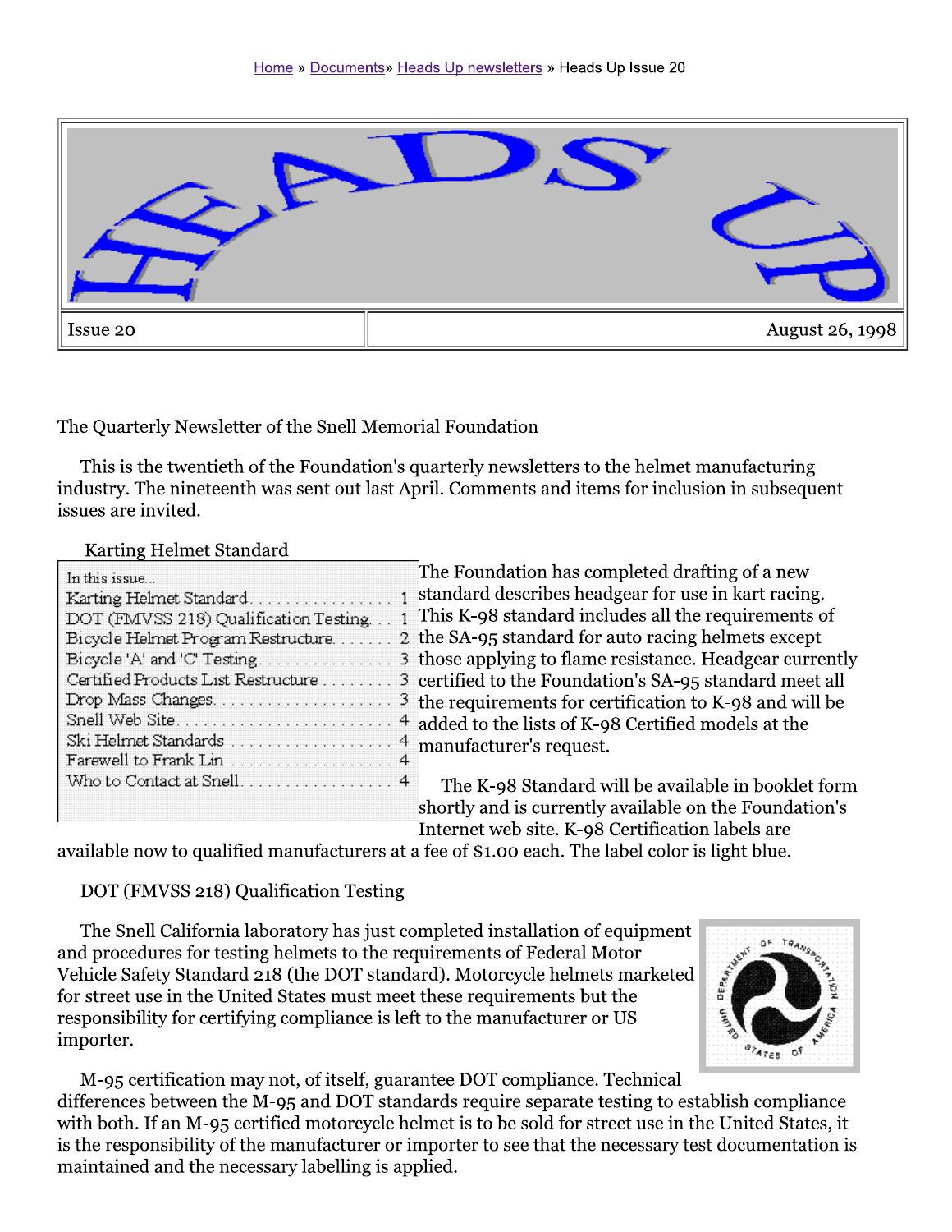Home » Documents» Heads Up newsletters » Heads Up Issue 20

# HEADS UP

| Issue 20 | August 26, 1998 |
| --- | --- |

The Quarterly Newsletter of the Snell Memorial Foundation

This is the twentieth of the Foundation's quarterly newsletters to the helmet manufacturing industry. The nineteenth was sent out last April. Comments and items for inclusion in subsequent issues are invited.

## Karting Helmet Standard

| In this issue... | |
| --- | --- |
| Karting Helmet Standard | 1 |
| DOT (FMVSS 218) Qualification Testing | 1 |
| Bicycle Helmet Program Restructure | 2 |
| Bicycle 'A' and 'C' Testing | 3 |
| Certified Products List Restructure | 3 |
| Drop Mass Changes | 3 |
| Snell Web Site | 4 |
| Ski Helmet Standards | 4 |
| Farewell to Frank Lin | 4 |
| Who to Contact at Snell | 4 |

The Foundation has completed drafting of a new standard describes headgear for use in kart racing. This K-98 standard includes all the requirements of the SA-95 standard for auto racing helmets except those applying to flame resistance. Headgear currently certified to the Foundation's SA-95 standard meet all the requirements for certification to K-98 and will be added to the lists of K-98 Certified models at the manufacturer's request.

The K-98 Standard will be available in booklet form shortly and is currently available on the Foundation's Internet web site. K-98 Certification labels are available now to qualified manufacturers at a fee of $1.00 each. The label color is light blue.

## DOT (FMVSS 218) Qualification Testing

The Snell California laboratory has just completed installation of equipment and procedures for testing helmets to the requirements of Federal Motor Vehicle Safety Standard 218 (the DOT standard). Motorcycle helmets marketed for street use in the United States must meet these requirements but the responsibility for certifying compliance is left to the manufacturer or US importer.

M-95 certification may not, of itself, guarantee DOT compliance. Technical differences between the M-95 and DOT standards require separate testing to establish compliance with both. If an M-95 certified motorcycle helmet is to be sold for street use in the United States, it is the responsibility of the manufacturer or importer to see that the necessary test documentation is maintained and the necessary labelling is applied.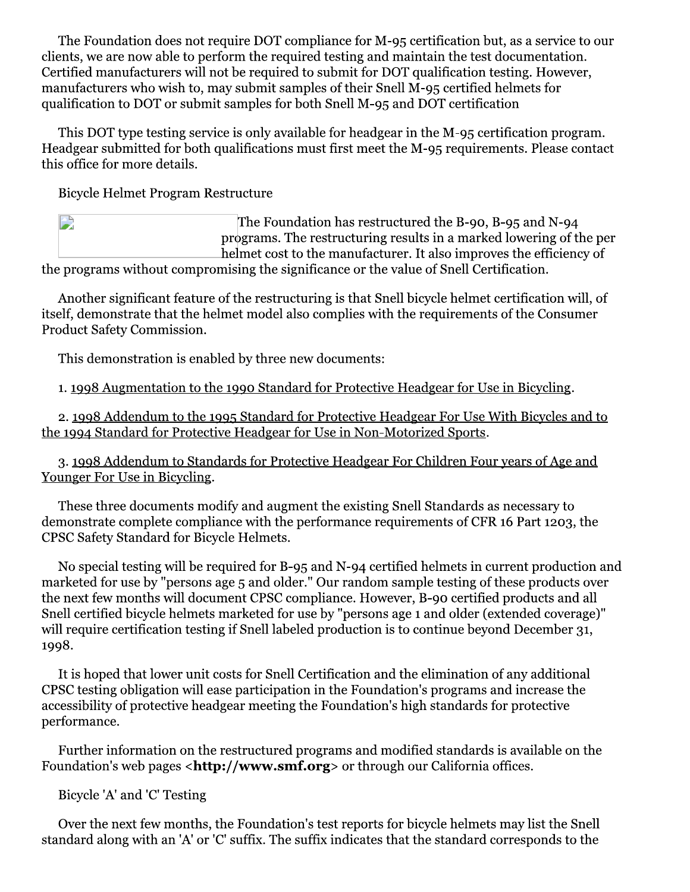The Foundation does not require DOT compliance for M-95 certification but, as a service to our clients, we are now able to perform the required testing and maintain the test documentation. Certified manufacturers will not be required to submit for DOT qualification testing. However, manufacturers who wish to, may submit samples of their Snell M-95 certified helmets for qualification to DOT or submit samples for both Snell M-95 and DOT certification

This DOT type testing service is only available for headgear in the M-95 certification program. Headgear submitted for both qualifications must first meet the M-95 requirements. Please contact this office for more details.

Bicycle Helmet Program Restructure

The Foundation has restructured the B-90, B-95 and N-94 programs. The restructuring results in a marked lowering of the per helmet cost to the manufacturer. It also improves the efficiency of the programs without compromising the significance or the value of Snell Certification.

Another significant feature of the restructuring is that Snell bicycle helmet certification will, of itself, demonstrate that the helmet model also complies with the requirements of the Consumer Product Safety Commission.

This demonstration is enabled by three new documents:

1. 1998 Augmentation to the 1990 Standard for Protective Headgear for Use in Bicycling.

2. 1998 Addendum to the 1995 Standard for Protective Headgear For Use With Bicycles and to the 1994 Standard for Protective Headgear for Use in Non-Motorized Sports.

3. 1998 Addendum to Standards for Protective Headgear For Children Four years of Age and Younger For Use in Bicycling.

These three documents modify and augment the existing Snell Standards as necessary to demonstrate complete compliance with the performance requirements of CFR 16 Part 1203, the CPSC Safety Standard for Bicycle Helmets.

No special testing will be required for B-95 and N-94 certified helmets in current production and marketed for use by "persons age 5 and older." Our random sample testing of these products over the next few months will document CPSC compliance. However, B-90 certified products and all Snell certified bicycle helmets marketed for use by "persons age 1 and older (extended coverage)" will require certification testing if Snell labeled production is to continue beyond December 31, 1998.

It is hoped that lower unit costs for Snell Certification and the elimination of any additional CPSC testing obligation will ease participation in the Foundation's programs and increase the accessibility of protective headgear meeting the Foundation's high standards for protective performance.

Further information on the restructured programs and modified standards is available on the Foundation's web pages <**http://www.smf.org**> or through our California offices.

Bicycle 'A' and 'C' Testing

Over the next few months, the Foundation's test reports for bicycle helmets may list the Snell standard along with an 'A' or 'C' suffix. The suffix indicates that the standard corresponds to the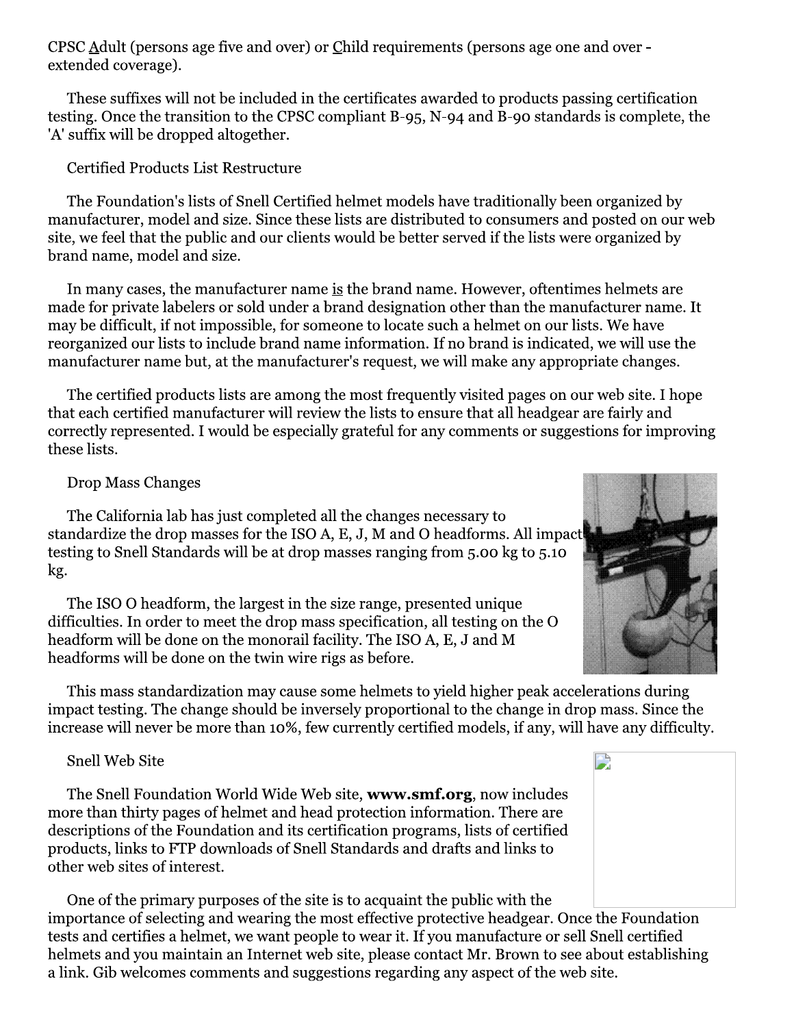CPSC Adult (persons age five and over) or Child requirements (persons age one and over - extended coverage).

These suffixes will not be included in the certificates awarded to products passing certification testing. Once the transition to the CPSC compliant B-95, N-94 and B-90 standards is complete, the 'A' suffix will be dropped altogether.

## Certified Products List Restructure

The Foundation's lists of Snell Certified helmet models have traditionally been organized by manufacturer, model and size. Since these lists are distributed to consumers and posted on our web site, we feel that the public and our clients would be better served if the lists were organized by brand name, model and size.

In many cases, the manufacturer name is the brand name. However, oftentimes helmets are made for private labelers or sold under a brand designation other than the manufacturer name. It may be difficult, if not impossible, for someone to locate such a helmet on our lists. We have reorganized our lists to include brand name information. If no brand is indicated, we will use the manufacturer name but, at the manufacturer's request, we will make any appropriate changes.

The certified products lists are among the most frequently visited pages on our web site. I hope that each certified manufacturer will review the lists to ensure that all headgear are fairly and correctly represented. I would be especially grateful for any comments or suggestions for improving these lists.

## Drop Mass Changes

The California lab has just completed all the changes necessary to standardize the drop masses for the ISO A, E, J, M and O headforms. All impact testing to Snell Standards will be at drop masses ranging from 5.00 kg to 5.10 kg.

The ISO O headform, the largest in the size range, presented unique difficulties. In order to meet the drop mass specification, all testing on the O headform will be done on the monorail facility. The ISO A, E, J and M headforms will be done on the twin wire rigs as before.

This mass standardization may cause some helmets to yield higher peak accelerations during impact testing. The change should be inversely proportional to the change in drop mass. Since the increase will never be more than 10%, few currently certified models, if any, will have any difficulty.

## Snell Web Site

The Snell Foundation World Wide Web site, **www.smf.org**, now includes more than thirty pages of helmet and head protection information. There are descriptions of the Foundation and its certification programs, lists of certified products, links to FTP downloads of Snell Standards and drafts and links to other web sites of interest.

One of the primary purposes of the site is to acquaint the public with the importance of selecting and wearing the most effective protective headgear. Once the Foundation tests and certifies a helmet, we want people to wear it. If you manufacture or sell Snell certified helmets and you maintain an Internet web site, please contact Mr. Brown to see about establishing a link. Gib welcomes comments and suggestions regarding any aspect of the web site.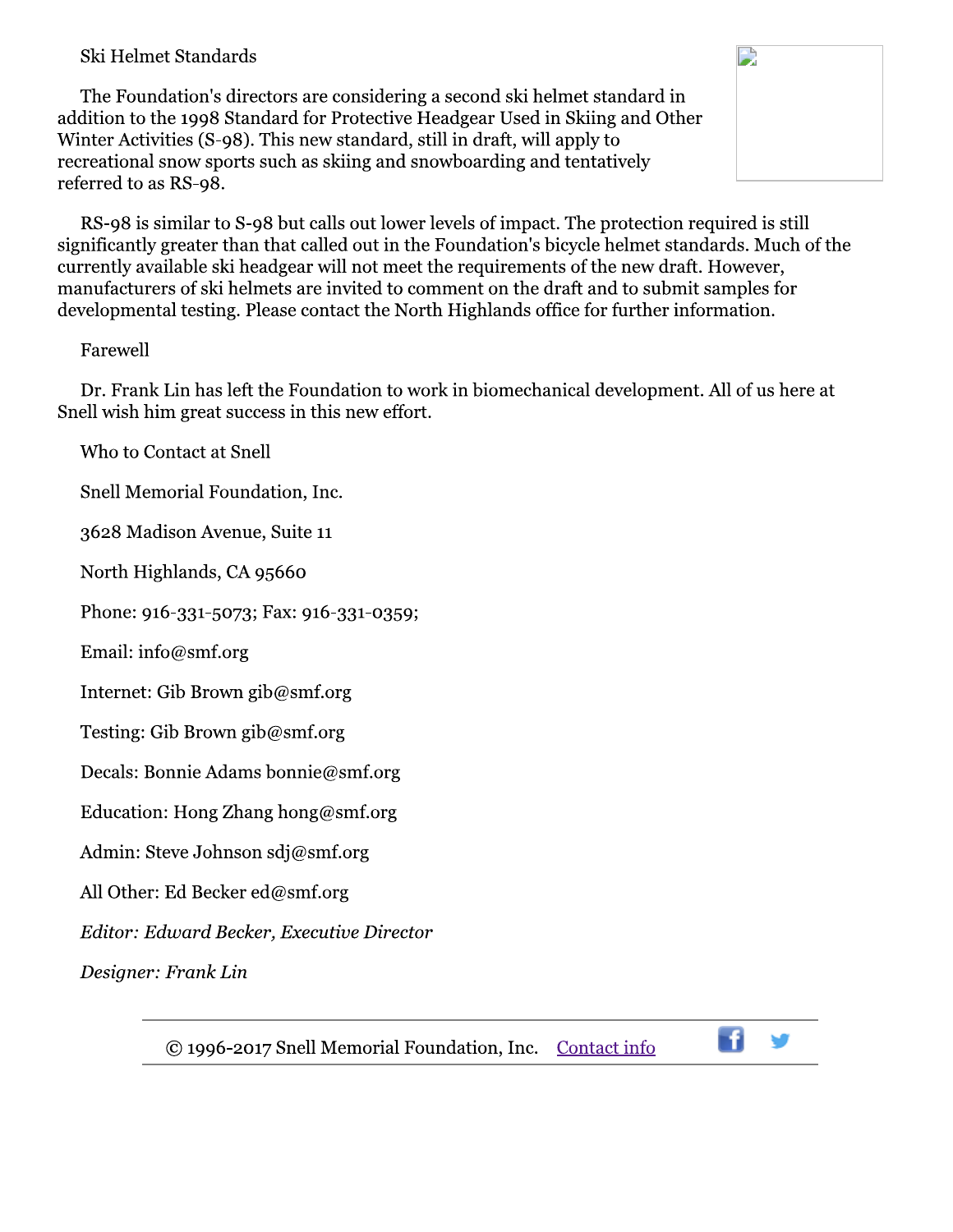## Ski Helmet Standards

The Foundation's directors are considering a second ski helmet standard in addition to the 1998 Standard for Protective Headgear Used in Skiing and Other Winter Activities (S-98). This new standard, still in draft, will apply to recreational snow sports such as skiing and snowboarding and tentatively referred to as RS-98.

RS-98 is similar to S-98 but calls out lower levels of impact. The protection required is still significantly greater than that called out in the Foundation's bicycle helmet standards. Much of the currently available ski headgear will not meet the requirements of the new draft. However, manufacturers of ski helmets are invited to comment on the draft and to submit samples for developmental testing. Please contact the North Highlands office for further information.

## Farewell

Dr. Frank Lin has left the Foundation to work in biomechanical development. All of us here at Snell wish him great success in this new effort.

## Who to Contact at Snell

Snell Memorial Foundation, Inc.

3628 Madison Avenue, Suite 11

North Highlands, CA 95660

Phone: 916-331-5073; Fax: 916-331-0359;

Email: info@smf.org

Internet: Gib Brown gib@smf.org

Testing: Gib Brown gib@smf.org

Decals: Bonnie Adams bonnie@smf.org

Education: Hong Zhang hong@smf.org

Admin: Steve Johnson sdj@smf.org

All Other: Ed Becker ed@smf.org

*Editor: Edward Becker, Executive Director*

*Designer: Frank Lin*

© 1996-2017 Snell Memorial Foundation, Inc. Contact info